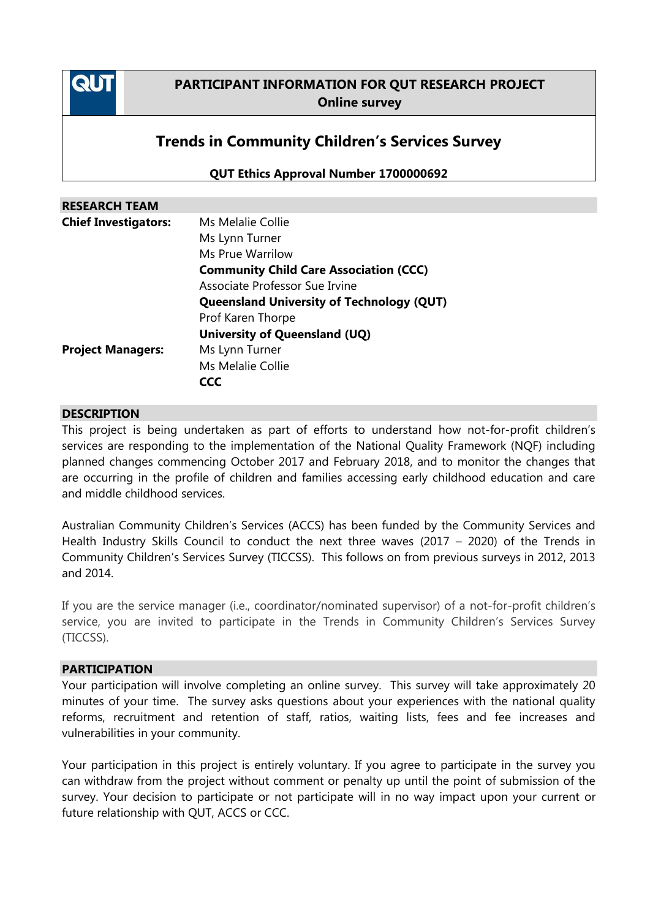**PARTICIPANT INFORMATION FOR QUT RESEARCH PROJECT**
**Online survey**

# Trends in Community Children's Services Survey

**QUT Ethics Approval Number 1700000692**

## RESEARCH TEAM

| | |
|---|---|
| **Chief Investigators:** | Ms Melalie Collie |
| | Ms Lynn Turner |
| | Ms Prue Warrilow |
| | **Community Child Care Association (CCC)** |
| | Associate Professor Sue Irvine |
| | **Queensland University of Technology (QUT)** |
| | Prof Karen Thorpe |
| | **University of Queensland (UQ)** |
| **Project Managers:** | Ms Lynn Turner |
| | Ms Melalie Collie |
| | **CCC** |

## DESCRIPTION

This project is being undertaken as part of efforts to understand how not-for-profit children's services are responding to the implementation of the National Quality Framework (NQF) including planned changes commencing October 2017 and February 2018, and to monitor the changes that are occurring in the profile of children and families accessing early childhood education and care and middle childhood services.

Australian Community Children's Services (ACCS) has been funded by the Community Services and Health Industry Skills Council to conduct the next three waves (2017 – 2020) of the Trends in Community Children's Services Survey (TICCSS). This follows on from previous surveys in 2012, 2013 and 2014.

If you are the service manager (i.e., coordinator/nominated supervisor) of a not-for-profit children's service, you are invited to participate in the Trends in Community Children's Services Survey (TICCSS).

## PARTICIPATION

Your participation will involve completing an online survey. This survey will take approximately 20 minutes of your time. The survey asks questions about your experiences with the national quality reforms, recruitment and retention of staff, ratios, waiting lists, fees and fee increases and vulnerabilities in your community.

Your participation in this project is entirely voluntary. If you agree to participate in the survey you can withdraw from the project without comment or penalty up until the point of submission of the survey. Your decision to participate or not participate will in no way impact upon your current or future relationship with QUT, ACCS or CCC.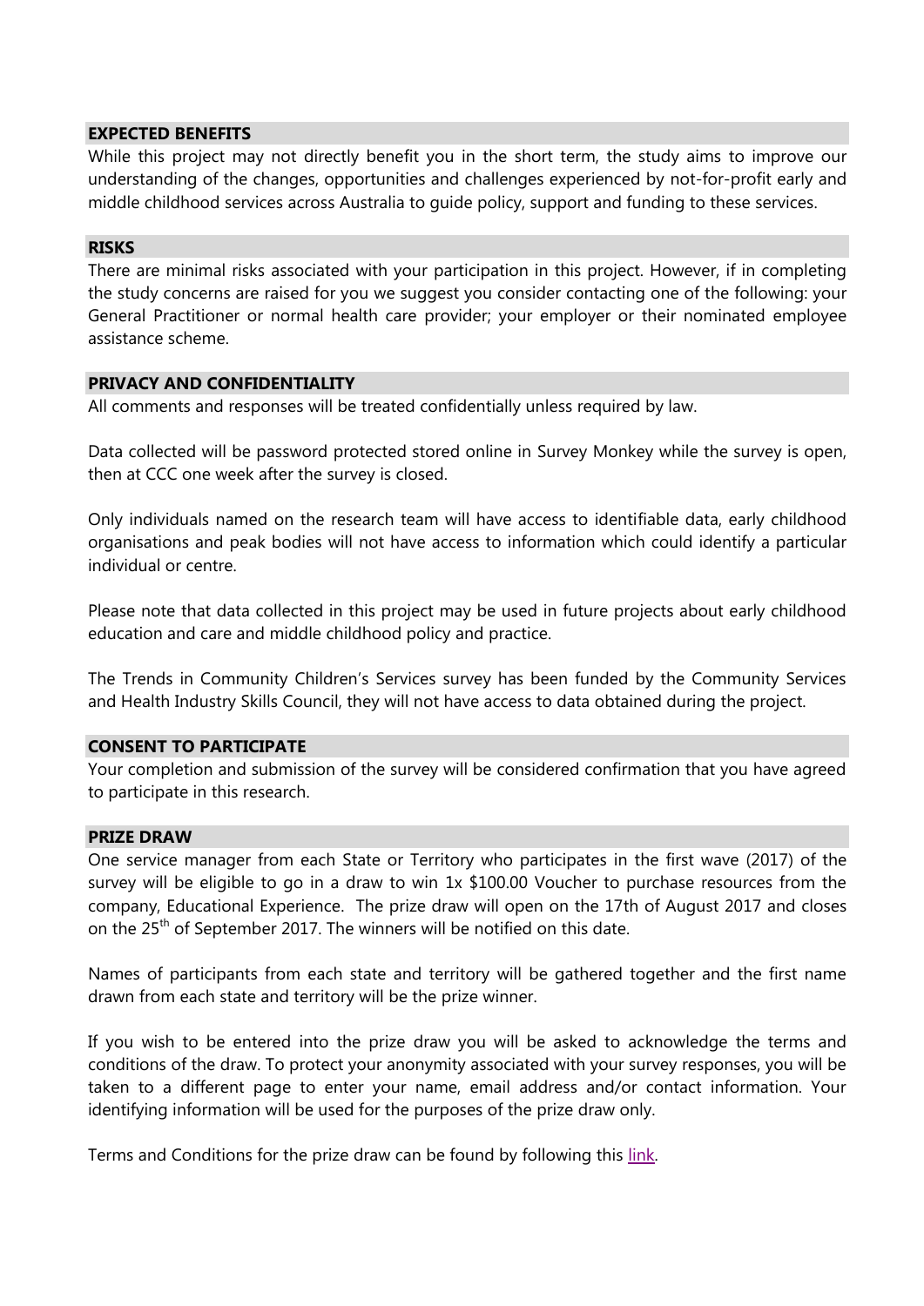## EXPECTED BENEFITS

While this project may not directly benefit you in the short term, the study aims to improve our understanding of the changes, opportunities and challenges experienced by not-for-profit early and middle childhood services across Australia to guide policy, support and funding to these services.

## RISKS

There are minimal risks associated with your participation in this project. However, if in completing the study concerns are raised for you we suggest you consider contacting one of the following: your General Practitioner or normal health care provider; your employer or their nominated employee assistance scheme.

## PRIVACY AND CONFIDENTIALITY

All comments and responses will be treated confidentially unless required by law.

Data collected will be password protected stored online in Survey Monkey while the survey is open, then at CCC one week after the survey is closed.

Only individuals named on the research team will have access to identifiable data, early childhood organisations and peak bodies will not have access to information which could identify a particular individual or centre.

Please note that data collected in this project may be used in future projects about early childhood education and care and middle childhood policy and practice.

The Trends in Community Children's Services survey has been funded by the Community Services and Health Industry Skills Council, they will not have access to data obtained during the project.

## CONSENT TO PARTICIPATE

Your completion and submission of the survey will be considered confirmation that you have agreed to participate in this research.

## PRIZE DRAW

One service manager from each State or Territory who participates in the first wave (2017) of the survey will be eligible to go in a draw to win 1x $100.00 Voucher to purchase resources from the company, Educational Experience. The prize draw will open on the 17th of August 2017 and closes on the 25th of September 2017. The winners will be notified on this date.

Names of participants from each state and territory will be gathered together and the first name drawn from each state and territory will be the prize winner.

If you wish to be entered into the prize draw you will be asked to acknowledge the terms and conditions of the draw. To protect your anonymity associated with your survey responses, you will be taken to a different page to enter your name, email address and/or contact information. Your identifying information will be used for the purposes of the prize draw only.

Terms and Conditions for the prize draw can be found by following this link.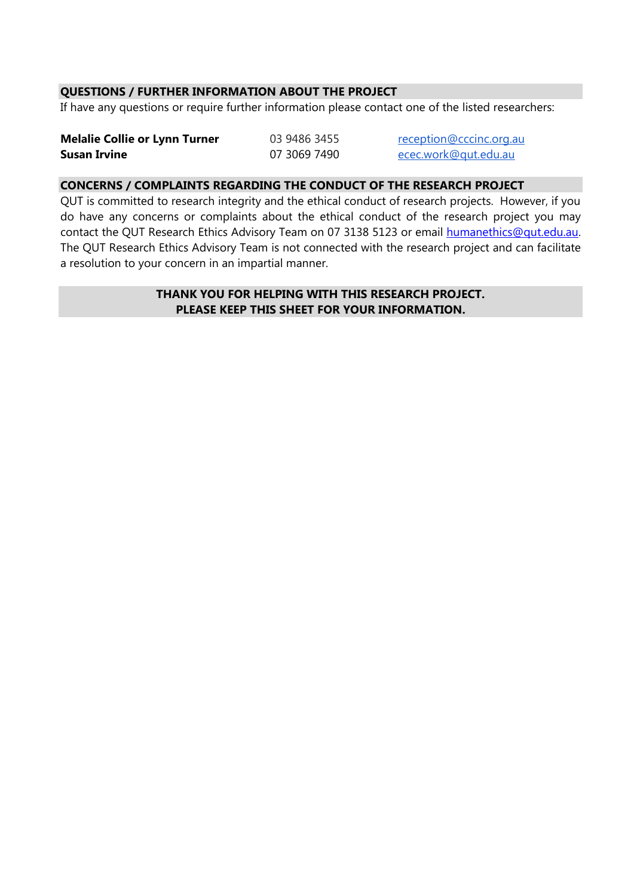## QUESTIONS / FURTHER INFORMATION ABOUT THE PROJECT

If have any questions or require further information please contact one of the listed researchers:

| | | |
|---|---|---|
| **Melalie Collie or Lynn Turner** | 03 9486 3455 | reception@cccinc.org.au |
| **Susan Irvine** | 07 3069 7490 | ecec.work@qut.edu.au |

## CONCERNS / COMPLAINTS REGARDING THE CONDUCT OF THE RESEARCH PROJECT

QUT is committed to research integrity and the ethical conduct of research projects. However, if you do have any concerns or complaints about the ethical conduct of the research project you may contact the QUT Research Ethics Advisory Team on 07 3138 5123 or email humanethics@qut.edu.au. The QUT Research Ethics Advisory Team is not connected with the research project and can facilitate a resolution to your concern in an impartial manner.

**THANK YOU FOR HELPING WITH THIS RESEARCH PROJECT.**
**PLEASE KEEP THIS SHEET FOR YOUR INFORMATION.**